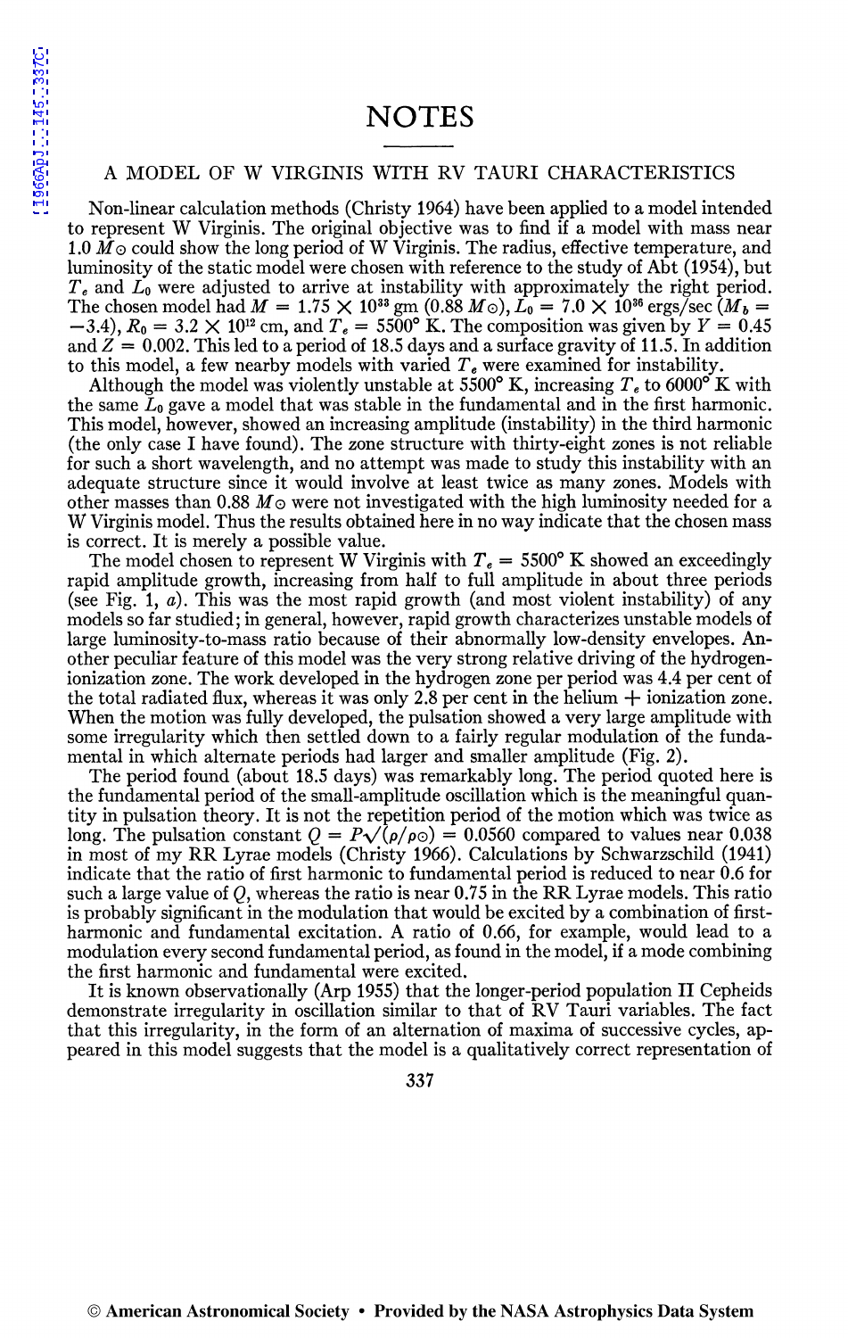# NOTES

## A MODEL OF W VIRGINIS WITH RV TAURI CHARACTERISTICS

Non-linear calculation methods (Christy 1964) have been applied to a model intended to represent W Virginis. The original objective was to find if a model with mass near 1.0 $M_{\odot}$ could show the long period of W Virginis. The radius, effective temperature, and luminosity of the static model were chosen with reference to the study of Abt (1954), but $T_e$ and $L_0$ were adjusted to arrive at instability with approximately the right period. The chosen model had $M = 1.75 \times 10^{33}$ gm (0.88 $M_{\odot}$), $L_0 = 7.0 \times 10^{36}$ ergs/sec ($M_b = -3.4$), $R_0 = 3.2 \times 10^{12}$ cm, and $T_e = 5500°$ K. The composition was given by $Y = 0.45$ and $Z = 0.002$. This led to a period of 18.5 days and a surface gravity of 11.5. In addition to this model, a few nearby models with varied $T_e$ were examined for instability.

Although the model was violently unstable at 5500° K, increasing $T_e$ to 6000° K with the same $L_0$ gave a model that was stable in the fundamental and in the first harmonic. This model, however, showed an increasing amplitude (instability) in the third harmonic (the only case I have found). The zone structure with thirty-eight zones is not reliable for such a short wavelength, and no attempt was made to study this instability with an adequate structure since it would involve at least twice as many zones. Models with other masses than 0.88 $M_{\odot}$ were not investigated with the high luminosity needed for a W Virginis model. Thus the results obtained here in no way indicate that the chosen mass is correct. It is merely a possible value.

The model chosen to represent W Virginis with $T_e = 5500°$ K showed an exceedingly rapid amplitude growth, increasing from half to full amplitude in about three periods (see Fig. 1, *a*). This was the most rapid growth (and most violent instability) of any models so far studied; in general, however, rapid growth characterizes unstable models of large luminosity-to-mass ratio because of their abnormally low-density envelopes. Another peculiar feature of this model was the very strong relative driving of the hydrogen-ionization zone. The work developed in the hydrogen zone per period was 4.4 per cent of the total radiated flux, whereas it was only 2.8 per cent in the helium + ionization zone. When the motion was fully developed, the pulsation showed a very large amplitude with some irregularity which then settled down to a fairly regular modulation of the fundamental in which alternate periods had larger and smaller amplitude (Fig. 2).

The period found (about 18.5 days) was remarkably long. The period quoted here is the fundamental period of the small-amplitude oscillation which is the meaningful quantity in pulsation theory. It is not the repetition period of the motion which was twice as long. The pulsation constant $Q = P\sqrt{(\rho/\rho_{\odot})} = 0.0560$ compared to values near 0.038 in most of my RR Lyrae models (Christy 1966). Calculations by Schwarzschild (1941) indicate that the ratio of first harmonic to fundamental period is reduced to near 0.6 for such a large value of $Q$, whereas the ratio is near 0.75 in the RR Lyrae models. This ratio is probably significant in the modulation that would be excited by a combination of first-harmonic and fundamental excitation. A ratio of 0.66, for example, would lead to a modulation every second fundamental period, as found in the model, if a mode combining the first harmonic and fundamental were excited.

It is known observationally (Arp 1955) that the longer-period population II Cepheids demonstrate irregularity in oscillation similar to that of RV Tauri variables. The fact that this irregularity, in the form of an alternation of maxima of successive cycles, appeared in this model suggests that the model is a qualitatively correct representation of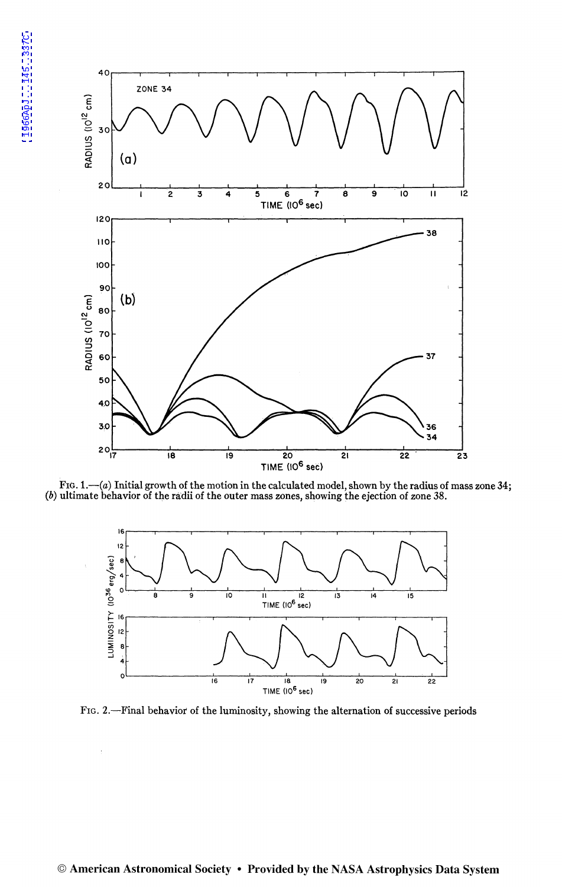FIG. 1.—(*a*) Initial growth of the motion in the calculated model, shown by the radius of mass zone 34; (*b*) ultimate behavior of the radii of the outer mass zones, showing the ejection of zone 38.

FIG. 2.—Final behavior of the luminosity, showing the alternation of successive periods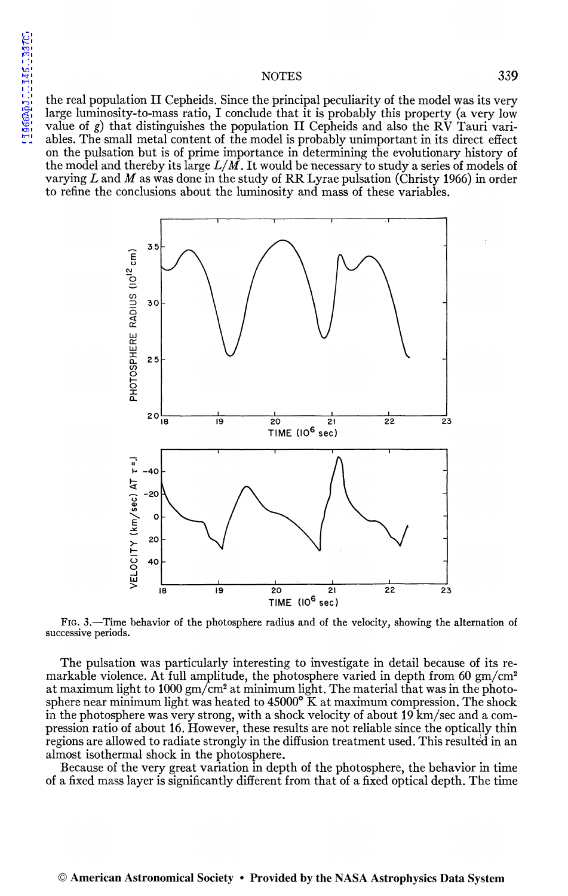the real population II Cepheids. Since the principal peculiarity of the model was its very large luminosity-to-mass ratio, I conclude that it is probably this property (a very low value of $g$) that distinguishes the population II Cepheids and also the RV Tauri variables. The small metal content of the model is probably unimportant in its direct effect on the pulsation but is of prime importance in determining the evolutionary history of the model and thereby its large $L/M$. It would be necessary to study a series of models of varying $L$ and $M$ as was done in the study of RR Lyrae pulsation (Christy 1966) in order to refine the conclusions about the luminosity and mass of these variables.

PHOTOSPHERE RADIUS ($10^{12}$ cm)

35

30

25

20

18 19 20 21 22 23

TIME ($10^6$ sec)

VELOCITY (km/sec) AT $\tau$ =.1

-40

-20

0

20

40

18 19 20 21 22 23

TIME ($10^6$ sec)

FIG. 3.—Time behavior of the photosphere radius and of the velocity, showing the alternation of successive periods.

The pulsation was particularly interesting to investigate in detail because of its remarkable violence. At full amplitude, the photosphere varied in depth from 60 gm/cm$^2$ at maximum light to 1000 gm/cm$^2$ at minimum light. The material that was in the photosphere near minimum light was heated to 45000° K at maximum compression. The shock in the photosphere was very strong, with a shock velocity of about 19 km/sec and a compression ratio of about 16. However, these results are not reliable since the optically thin regions are allowed to radiate strongly in the diffusion treatment used. This resulted in an almost isothermal shock in the photosphere.

Because of the very great variation in depth of the photosphere, the behavior in time of a fixed mass layer is significantly different from that of a fixed optical depth. The time